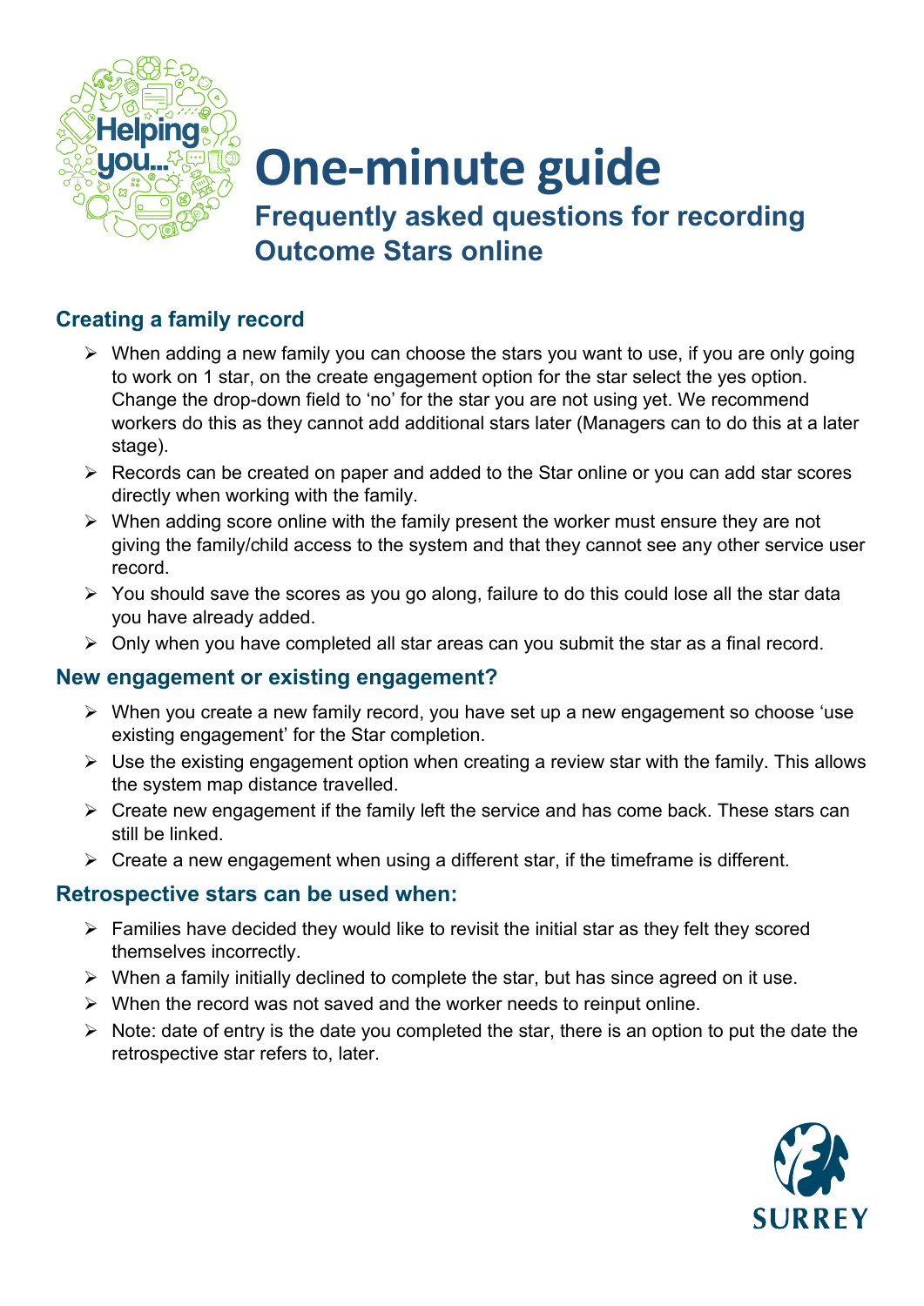# One-minute guide

## Frequently asked questions for recording Outcome Stars online

### Creating a family record

- When adding a new family you can choose the stars you want to use, if you are only going to work on 1 star, on the create engagement option for the star select the yes option. Change the drop-down field to 'no' for the star you are not using yet. We recommend workers do this as they cannot add additional stars later (Managers can to do this at a later stage).
- Records can be created on paper and added to the Star online or you can add star scores directly when working with the family.
- When adding score online with the family present the worker must ensure they are not giving the family/child access to the system and that they cannot see any other service user record.
- You should save the scores as you go along, failure to do this could lose all the star data you have already added.
- Only when you have completed all star areas can you submit the star as a final record.

### New engagement or existing engagement?

- When you create a new family record, you have set up a new engagement so choose 'use existing engagement' for the Star completion.
- Use the existing engagement option when creating a review star with the family. This allows the system map distance travelled.
- Create new engagement if the family left the service and has come back. These stars can still be linked.
- Create a new engagement when using a different star, if the timeframe is different.

### Retrospective stars can be used when:

- Families have decided they would like to revisit the initial star as they felt they scored themselves incorrectly.
- When a family initially declined to complete the star, but has since agreed on it use.
- When the record was not saved and the worker needs to reinput online.
- Note: date of entry is the date you completed the star, there is an option to put the date the retrospective star refers to, later.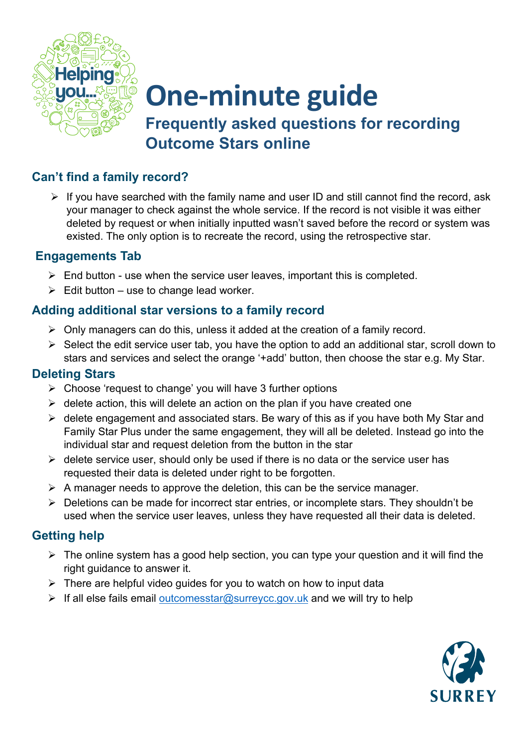# One-minute guide

## Frequently asked questions for recording Outcome Stars online

### Can't find a family record?

- If you have searched with the family name and user ID and still cannot find the record, ask your manager to check against the whole service. If the record is not visible it was either deleted by request or when initially inputted wasn't saved before the record or system was existed. The only option is to recreate the record, using the retrospective star.

### Engagements Tab

- End button - use when the service user leaves, important this is completed.
- Edit button – use to change lead worker.

### Adding additional star versions to a family record

- Only managers can do this, unless it added at the creation of a family record.
- Select the edit service user tab, you have the option to add an additional star, scroll down to stars and services and select the orange '+add' button, then choose the star e.g. My Star.

### Deleting Stars

- Choose 'request to change' you will have 3 further options
- delete action, this will delete an action on the plan if you have created one
- delete engagement and associated stars. Be wary of this as if you have both My Star and Family Star Plus under the same engagement, they will all be deleted. Instead go into the individual star and request deletion from the button in the star
- delete service user, should only be used if there is no data or the service user has requested their data is deleted under right to be forgotten.
- A manager needs to approve the deletion, this can be the service manager.
- Deletions can be made for incorrect star entries, or incomplete stars. They shouldn't be used when the service user leaves, unless they have requested all their data is deleted.

### Getting help

- The online system has a good help section, you can type your question and it will find the right guidance to answer it.
- There are helpful video guides for you to watch on how to input data
- If all else fails email outcomesstar@surreycc.gov.uk and we will try to help